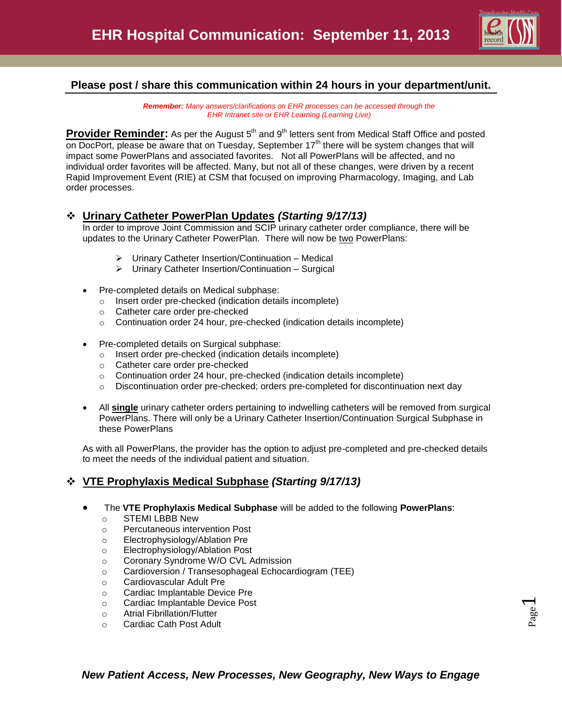# EHR Hospital Communication: September 11, 2013

**Please post / share this communication within 24 hours in your department/unit.**

***Remember:*** *Many answers/clarifications on EHR processes can be accessed through the EHR Intranet site or EHR Learning (Learning Live)*

**Provider Reminder:** As per the August 5th and 9th letters sent from Medical Staff Office and posted on DocPort, please be aware that on Tuesday, September 17th there will be system changes that will impact some PowerPlans and associated favorites. Not all PowerPlans will be affected, and no individual order favorites will be affected. Many, but not all of these changes, were driven by a recent Rapid Improvement Event (RIE) at CSM that focused on improving Pharmacology, Imaging, and Lab order processes.

## Urinary Catheter PowerPlan Updates *(Starting 9/17/13)*

In order to improve Joint Commission and SCIP urinary catheter order compliance, there will be updates to the Urinary Catheter PowerPlan. There will now be two PowerPlans:

- Urinary Catheter Insertion/Continuation – Medical
- Urinary Catheter Insertion/Continuation – Surgical

- Pre-completed details on Medical subphase:
  - Insert order pre-checked (indication details incomplete)
  - Catheter care order pre-checked
  - Continuation order 24 hour, pre-checked (indication details incomplete)

- Pre-completed details on Surgical subphase:
  - Insert order pre-checked (indication details incomplete)
  - Catheter care order pre-checked
  - Continuation order 24 hour, pre-checked (indication details incomplete)
  - Discontinuation order pre-checked; orders pre-completed for discontinuation next day

- All **single** urinary catheter orders pertaining to indwelling catheters will be removed from surgical PowerPlans. There will only be a Urinary Catheter Insertion/Continuation Surgical Subphase in these PowerPlans

As with all PowerPlans, the provider has the option to adjust pre-completed and pre-checked details to meet the needs of the individual patient and situation.

## VTE Prophylaxis Medical Subphase *(Starting 9/17/13)*

- The **VTE Prophylaxis Medical Subphase** will be added to the following **PowerPlans**:
  - STEMI LBBB New
  - Percutaneous intervention Post
  - Electrophysiology/Ablation Pre
  - Electrophysiology/Ablation Post
  - Coronary Syndrome W/O CVL Admission
  - Cardioversion / Transesophageal Echocardiogram (TEE)
  - Cardiovascular Adult Pre
  - Cardiac Implantable Device Pre
  - Cardiac Implantable Device Post
  - Atrial Fibrillation/Flutter
  - Cardiac Cath Post Adult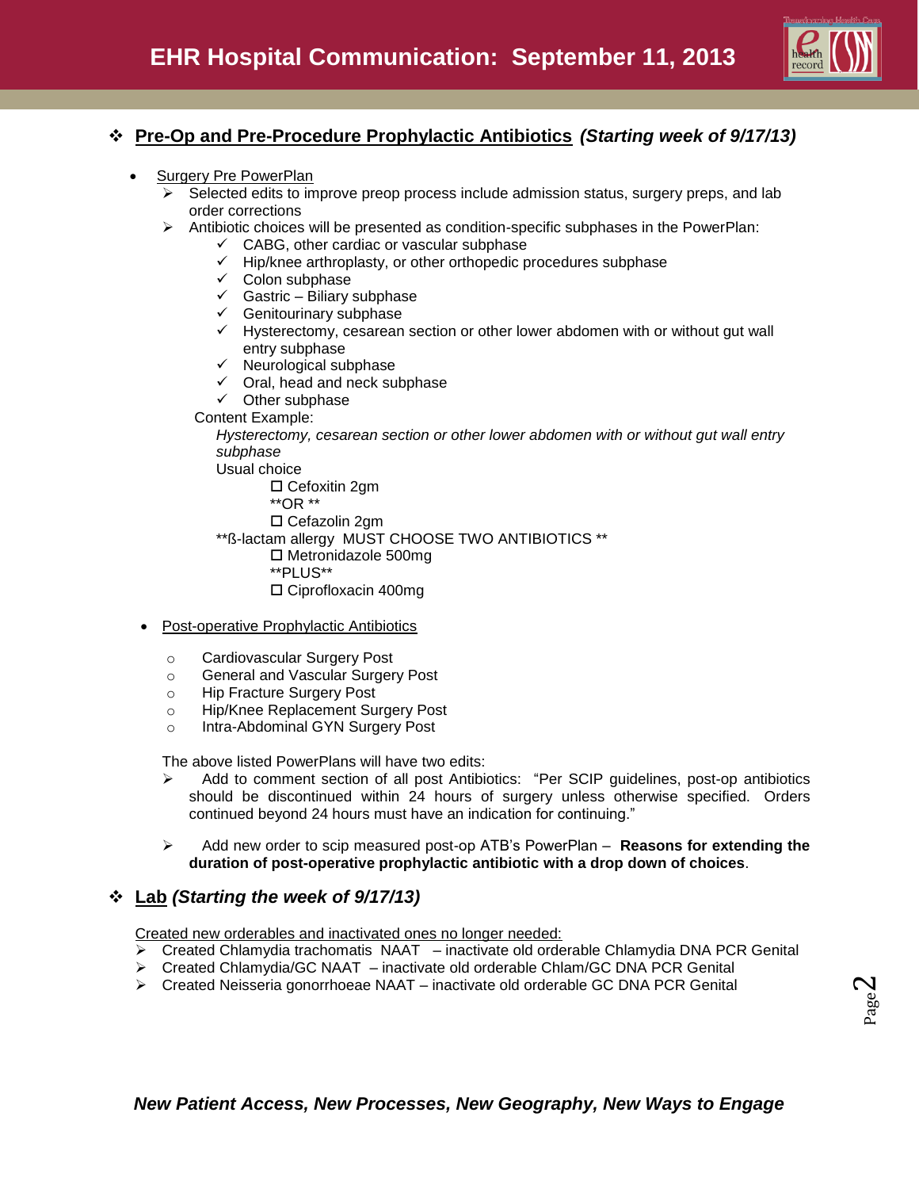# EHR Hospital Communication: September 11, 2013

## **Pre-Op and Pre-Procedure Prophylactic Antibiotics** *(Starting week of 9/17/13)*

- Surgery Pre PowerPlan
  - Selected edits to improve preop process include admission status, surgery preps, and lab order corrections
  - Antibiotic choices will be presented as condition-specific subphases in the PowerPlan:
    - ✓ CABG, other cardiac or vascular subphase
    - ✓ Hip/knee arthroplasty, or other orthopedic procedures subphase
    - ✓ Colon subphase
    - ✓ Gastric – Biliary subphase
    - ✓ Genitourinary subphase
    - ✓ Hysterectomy, cesarean section or other lower abdomen with or without gut wall entry subphase
    - ✓ Neurological subphase
    - ✓ Oral, head and neck subphase
    - ✓ Other subphase

  Content Example:

  *Hysterectomy, cesarean section or other lower abdomen with or without gut wall entry subphase*

  Usual choice

  ☐ Cefoxitin 2gm

  **OR **

  ☐ Cefazolin 2gm

  **ß-lactam allergy MUST CHOOSE TWO ANTIBIOTICS **

  ☐ Metronidazole 500mg

  **PLUS**

  ☐ Ciprofloxacin 400mg

- Post-operative Prophylactic Antibiotics
  - Cardiovascular Surgery Post
  - General and Vascular Surgery Post
  - Hip Fracture Surgery Post
  - Hip/Knee Replacement Surgery Post
  - Intra-Abdominal GYN Surgery Post

  The above listed PowerPlans will have two edits:
  - Add to comment section of all post Antibiotics: "Per SCIP guidelines, post-op antibiotics should be discontinued within 24 hours of surgery unless otherwise specified. Orders continued beyond 24 hours must have an indication for continuing."
  - Add new order to scip measured post-op ATB's PowerPlan – **Reasons for extending the duration of post-operative prophylactic antibiotic with a drop down of choices**.

## **Lab** *(Starting the week of 9/17/13)*

Created new orderables and inactivated ones no longer needed:

- Created Chlamydia trachomatis NAAT – inactivate old orderable Chlamydia DNA PCR Genital
- Created Chlamydia/GC NAAT – inactivate old orderable Chlam/GC DNA PCR Genital
- Created Neisseria gonorrhoeae NAAT – inactivate old orderable GC DNA PCR Genital

*New Patient Access, New Processes, New Geography, New Ways to Engage*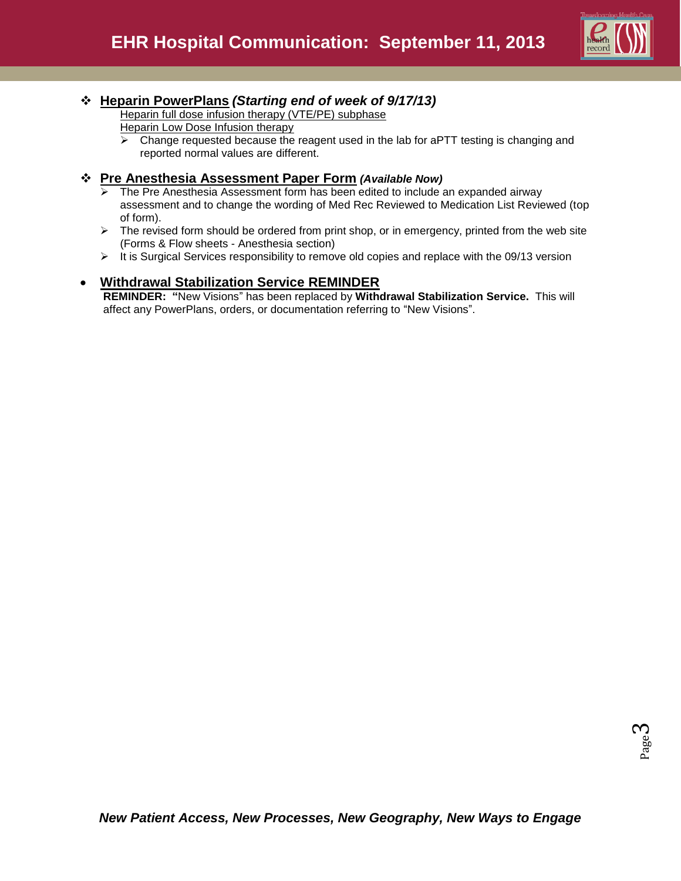- **Heparin PowerPlans** ***(Starting end of week of 9/17/13)***

  Heparin full dose infusion therapy (VTE/PE) subphase

  Heparin Low Dose Infusion therapy

  - Change requested because the reagent used in the lab for aPTT testing is changing and reported normal values are different.

- **Pre Anesthesia Assessment Paper Form** ***(Available Now)***

  - The Pre Anesthesia Assessment form has been edited to include an expanded airway assessment and to change the wording of Med Rec Reviewed to Medication List Reviewed (top of form).
  - The revised form should be ordered from print shop, or in emergency, printed from the web site (Forms & Flow sheets - Anesthesia section)
  - It is Surgical Services responsibility to remove old copies and replace with the 09/13 version

- **Withdrawal Stabilization Service REMINDER**

  **REMINDER: "**New Visions" has been replaced by **Withdrawal Stabilization Service.** This will affect any PowerPlans, orders, or documentation referring to "New Visions".